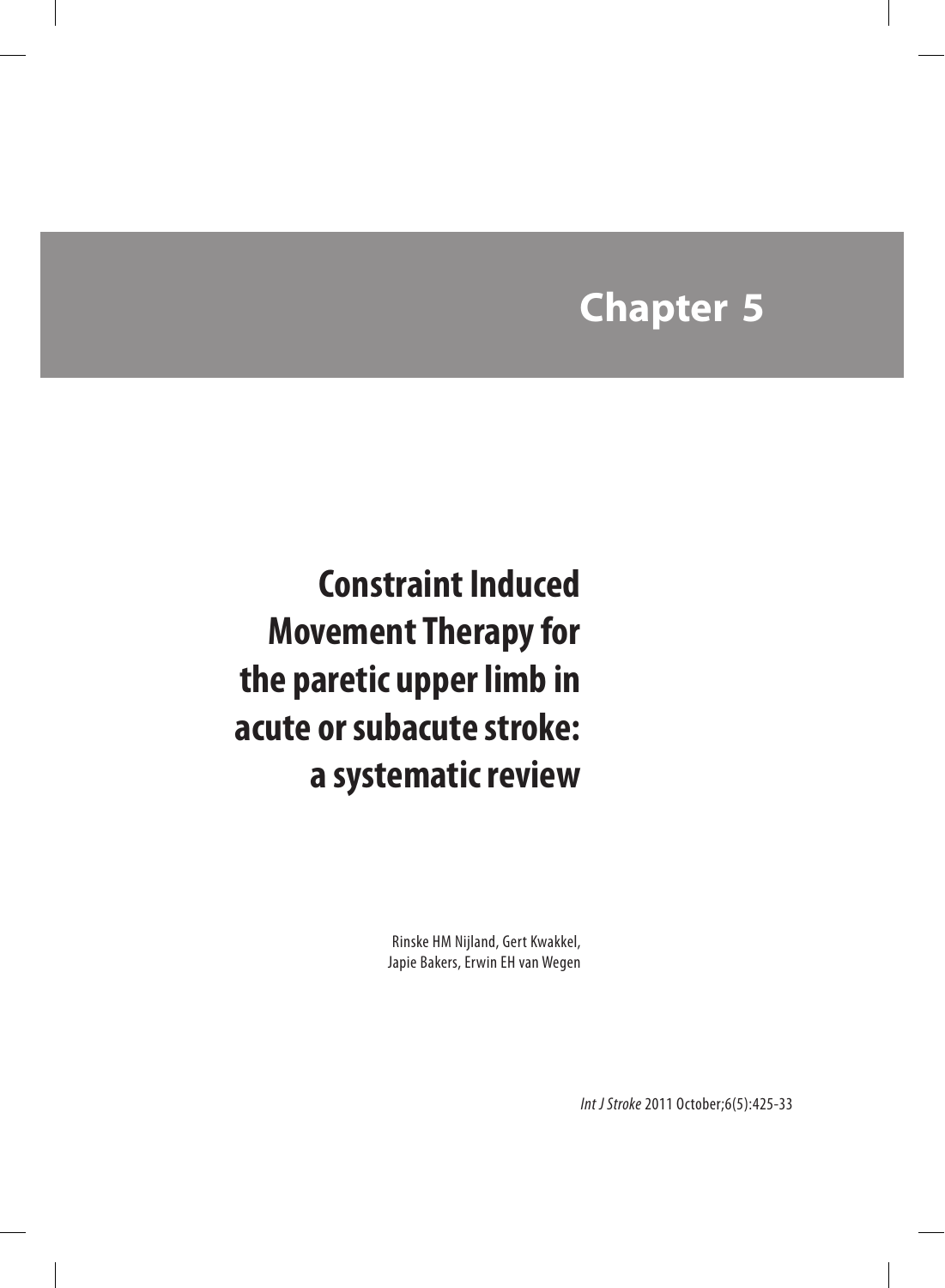# Chapter 5

## Constraint Induced Movement Therapy for the paretic upper limb in acute or subacute stroke: a systematic review

Rinske HM Nijland, Gert Kwakkel, Japie Bakers, Erwin EH van Wegen

*Int J Stroke* 2011 October;6(5):425-33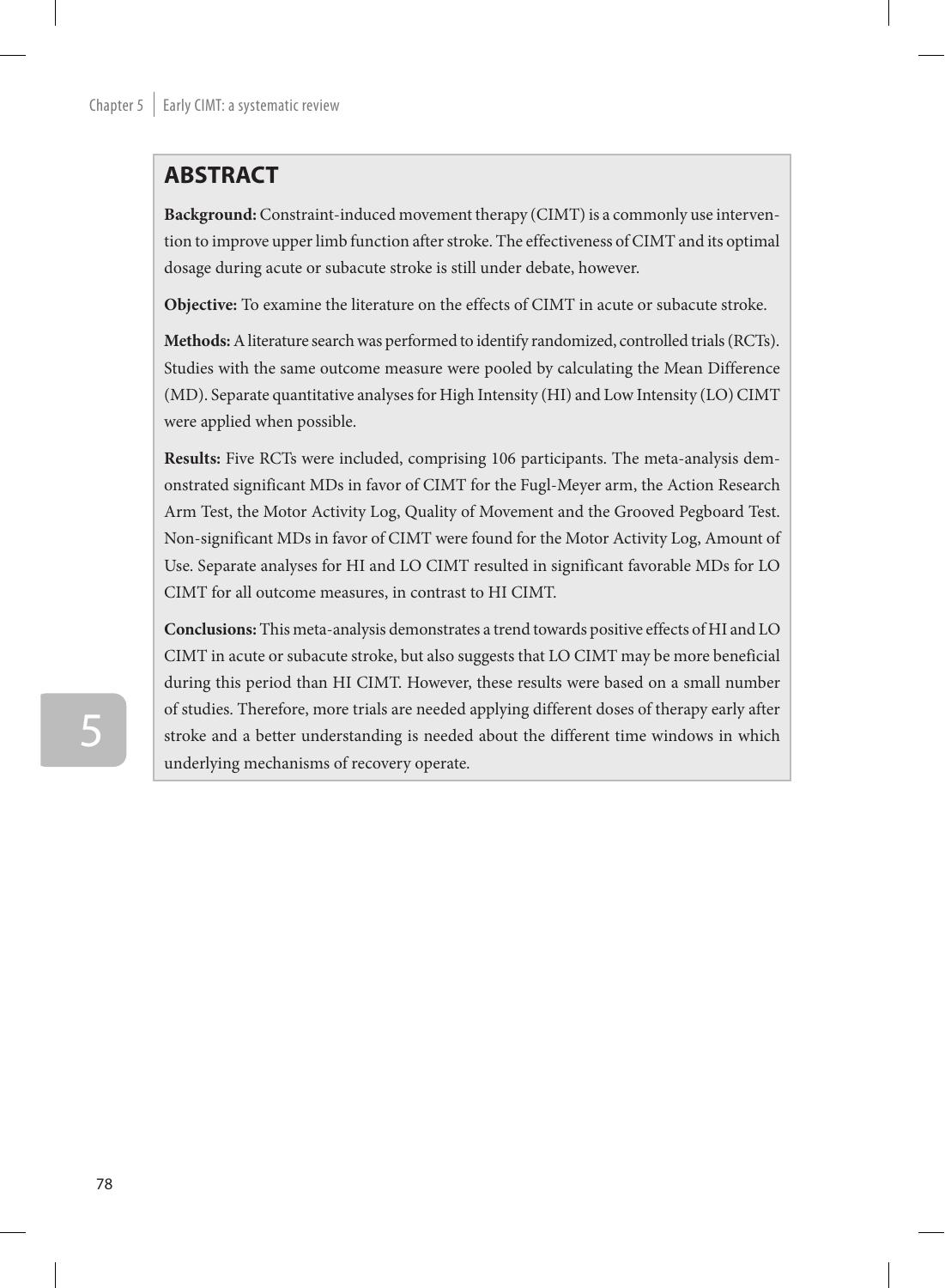## ABSTRACT

**Background:** Constraint-induced movement therapy (CIMT) is a commonly use intervention to improve upper limb function after stroke. The effectiveness of CIMT and its optimal dosage during acute or subacute stroke is still under debate, however.

**Objective:** To examine the literature on the effects of CIMT in acute or subacute stroke.

**Methods:** A literature search was performed to identify randomized, controlled trials (RCTs). Studies with the same outcome measure were pooled by calculating the Mean Difference (MD). Separate quantitative analyses for High Intensity (HI) and Low Intensity (LO) CIMT were applied when possible.

**Results:** Five RCTs were included, comprising 106 participants. The meta-analysis demonstrated significant MDs in favor of CIMT for the Fugl-Meyer arm, the Action Research Arm Test, the Motor Activity Log, Quality of Movement and the Grooved Pegboard Test. Non-significant MDs in favor of CIMT were found for the Motor Activity Log, Amount of Use. Separate analyses for HI and LO CIMT resulted in significant favorable MDs for LO CIMT for all outcome measures, in contrast to HI CIMT.

**Conclusions:** This meta-analysis demonstrates a trend towards positive effects of HI and LO CIMT in acute or subacute stroke, but also suggests that LO CIMT may be more beneficial during this period than HI CIMT. However, these results were based on a small number of studies. Therefore, more trials are needed applying different doses of therapy early after stroke and a better understanding is needed about the different time windows in which underlying mechanisms of recovery operate.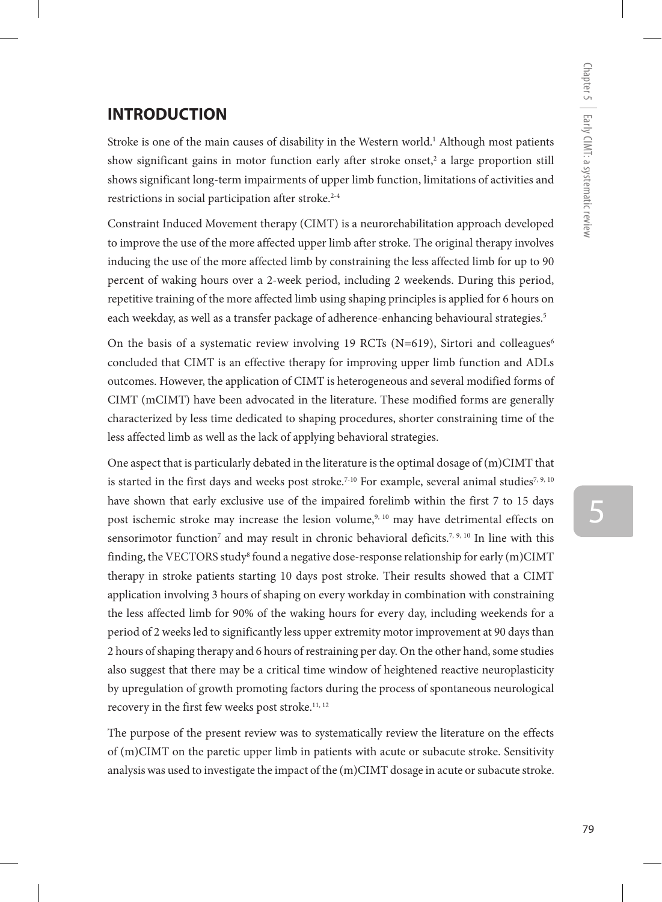## INTRODUCTION

Stroke is one of the main causes of disability in the Western world.[1] Although most patients show significant gains in motor function early after stroke onset,[2] a large proportion still shows significant long-term impairments of upper limb function, limitations of activities and restrictions in social participation after stroke.[2-4]

Constraint Induced Movement therapy (CIMT) is a neurorehabilitation approach developed to improve the use of the more affected upper limb after stroke. The original therapy involves inducing the use of the more affected limb by constraining the less affected limb for up to 90 percent of waking hours over a 2-week period, including 2 weekends. During this period, repetitive training of the more affected limb using shaping principles is applied for 6 hours on each weekday, as well as a transfer package of adherence-enhancing behavioural strategies.[5]

On the basis of a systematic review involving 19 RCTs (N=619), Sirtori and colleagues[6] concluded that CIMT is an effective therapy for improving upper limb function and ADLs outcomes. However, the application of CIMT is heterogeneous and several modified forms of CIMT (mCIMT) have been advocated in the literature. These modified forms are generally characterized by less time dedicated to shaping procedures, shorter constraining time of the less affected limb as well as the lack of applying behavioral strategies.

One aspect that is particularly debated in the literature is the optimal dosage of (m)CIMT that is started in the first days and weeks post stroke.[7-10] For example, several animal studies[7, 9, 10] have shown that early exclusive use of the impaired forelimb within the first 7 to 15 days post ischemic stroke may increase the lesion volume,[9, 10] may have detrimental effects on sensorimotor function[7] and may result in chronic behavioral deficits.[7, 9, 10] In line with this finding, the VECTORS study[8] found a negative dose-response relationship for early (m)CIMT therapy in stroke patients starting 10 days post stroke. Their results showed that a CIMT application involving 3 hours of shaping on every workday in combination with constraining the less affected limb for 90% of the waking hours for every day, including weekends for a period of 2 weeks led to significantly less upper extremity motor improvement at 90 days than 2 hours of shaping therapy and 6 hours of restraining per day. On the other hand, some studies also suggest that there may be a critical time window of heightened reactive neuroplasticity by upregulation of growth promoting factors during the process of spontaneous neurological recovery in the first few weeks post stroke.[11, 12]

The purpose of the present review was to systematically review the literature on the effects of (m)CIMT on the paretic upper limb in patients with acute or subacute stroke. Sensitivity analysis was used to investigate the impact of the (m)CIMT dosage in acute or subacute stroke.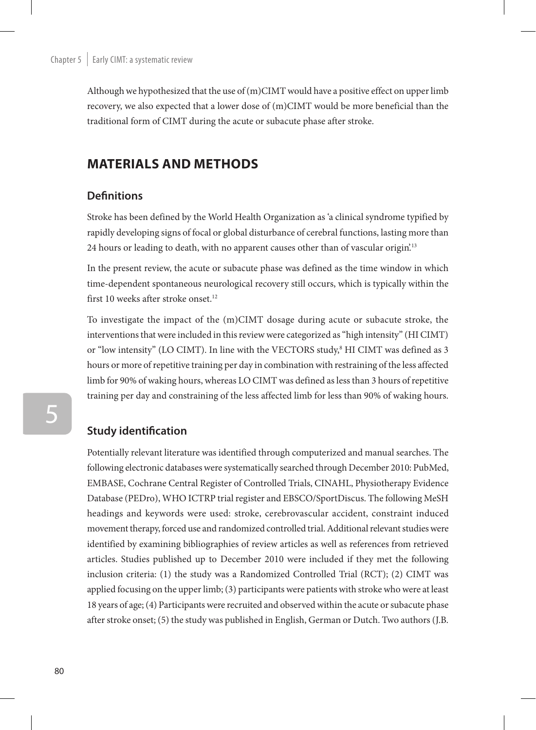Although we hypothesized that the use of (m)CIMT would have a positive effect on upper limb recovery, we also expected that a lower dose of (m)CIMT would be more beneficial than the traditional form of CIMT during the acute or subacute phase after stroke.

## MATERIALS AND METHODS

### Definitions

Stroke has been defined by the World Health Organization as 'a clinical syndrome typified by rapidly developing signs of focal or global disturbance of cerebral functions, lasting more than 24 hours or leading to death, with no apparent causes other than of vascular origin'.[13]

In the present review, the acute or subacute phase was defined as the time window in which time-dependent spontaneous neurological recovery still occurs, which is typically within the first 10 weeks after stroke onset.[12]

To investigate the impact of the (m)CIMT dosage during acute or subacute stroke, the interventions that were included in this review were categorized as "high intensity" (HI CIMT) or "low intensity" (LO CIMT). In line with the VECTORS study,[8] HI CIMT was defined as 3 hours or more of repetitive training per day in combination with restraining of the less affected limb for 90% of waking hours, whereas LO CIMT was defined as less than 3 hours of repetitive training per day and constraining of the less affected limb for less than 90% of waking hours.

### Study identification

Potentially relevant literature was identified through computerized and manual searches. The following electronic databases were systematically searched through December 2010: PubMed, EMBASE, Cochrane Central Register of Controlled Trials, CINAHL, Physiotherapy Evidence Database (PEDro), WHO ICTRP trial register and EBSCO/SportDiscus. The following MeSH headings and keywords were used: stroke, cerebrovascular accident, constraint induced movement therapy, forced use and randomized controlled trial. Additional relevant studies were identified by examining bibliographies of review articles as well as references from retrieved articles. Studies published up to December 2010 were included if they met the following inclusion criteria: (1) the study was a Randomized Controlled Trial (RCT); (2) CIMT was applied focusing on the upper limb; (3) participants were patients with stroke who were at least 18 years of age; (4) Participants were recruited and observed within the acute or subacute phase after stroke onset; (5) the study was published in English, German or Dutch. Two authors (J.B.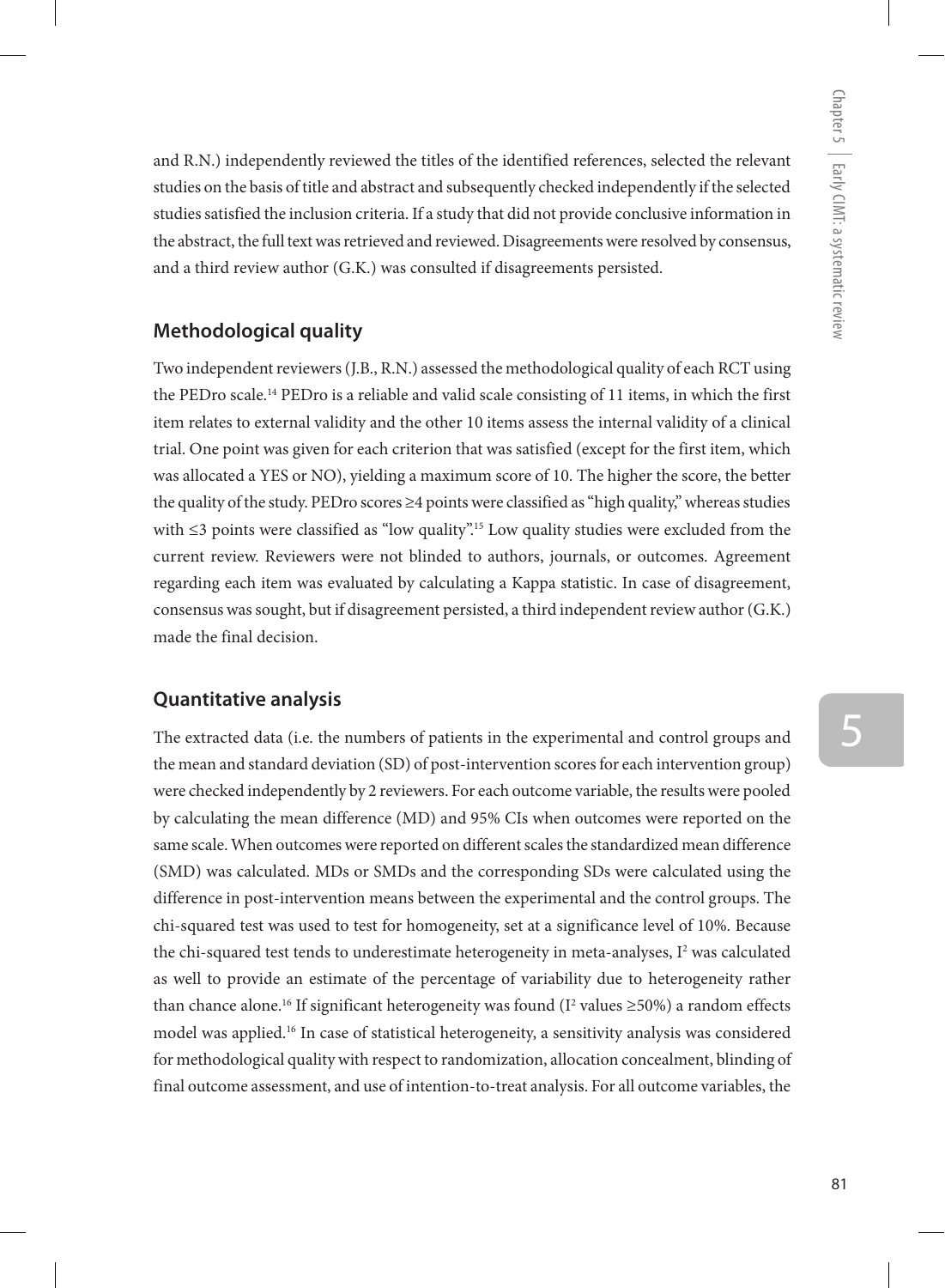and R.N.) independently reviewed the titles of the identified references, selected the relevant studies on the basis of title and abstract and subsequently checked independently if the selected studies satisfied the inclusion criteria. If a study that did not provide conclusive information in the abstract, the full text was retrieved and reviewed. Disagreements were resolved by consensus, and a third review author (G.K.) was consulted if disagreements persisted.

## Methodological quality

Two independent reviewers (J.B., R.N.) assessed the methodological quality of each RCT using the PEDro scale.[14] PEDro is a reliable and valid scale consisting of 11 items, in which the first item relates to external validity and the other 10 items assess the internal validity of a clinical trial. One point was given for each criterion that was satisfied (except for the first item, which was allocated a YES or NO), yielding a maximum score of 10. The higher the score, the better the quality of the study. PEDro scores ≥4 points were classified as "high quality," whereas studies with ≤3 points were classified as "low quality".[15] Low quality studies were excluded from the current review. Reviewers were not blinded to authors, journals, or outcomes. Agreement regarding each item was evaluated by calculating a Kappa statistic. In case of disagreement, consensus was sought, but if disagreement persisted, a third independent review author (G.K.) made the final decision.

## Quantitative analysis

The extracted data (i.e. the numbers of patients in the experimental and control groups and the mean and standard deviation (SD) of post-intervention scores for each intervention group) were checked independently by 2 reviewers. For each outcome variable, the results were pooled by calculating the mean difference (MD) and 95% CIs when outcomes were reported on the same scale. When outcomes were reported on different scales the standardized mean difference (SMD) was calculated. MDs or SMDs and the corresponding SDs were calculated using the difference in post-intervention means between the experimental and the control groups. The chi-squared test was used to test for homogeneity, set at a significance level of 10%. Because the chi-squared test tends to underestimate heterogeneity in meta-analyses, $I^2$ was calculated as well to provide an estimate of the percentage of variability due to heterogeneity rather than chance alone.[16] If significant heterogeneity was found ($I^2$ values ≥50%) a random effects model was applied.[16] In case of statistical heterogeneity, a sensitivity analysis was considered for methodological quality with respect to randomization, allocation concealment, blinding of final outcome assessment, and use of intention-to-treat analysis. For all outcome variables, the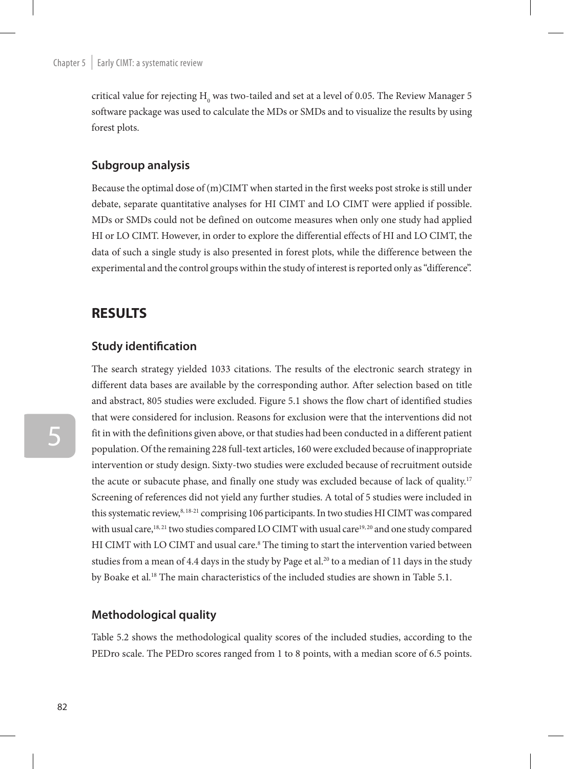critical value for rejecting $H_0$ was two-tailed and set at a level of 0.05. The Review Manager 5 software package was used to calculate the MDs or SMDs and to visualize the results by using forest plots.

### Subgroup analysis

Because the optimal dose of (m)CIMT when started in the first weeks post stroke is still under debate, separate quantitative analyses for HI CIMT and LO CIMT were applied if possible. MDs or SMDs could not be defined on outcome measures when only one study had applied HI or LO CIMT. However, in order to explore the differential effects of HI and LO CIMT, the data of such a single study is also presented in forest plots, while the difference between the experimental and the control groups within the study of interest is reported only as "difference".

## RESULTS

### Study identification

The search strategy yielded 1033 citations. The results of the electronic search strategy in different data bases are available by the corresponding author. After selection based on title and abstract, 805 studies were excluded. Figure 5.1 shows the flow chart of identified studies that were considered for inclusion. Reasons for exclusion were that the interventions did not fit in with the definitions given above, or that studies had been conducted in a different patient population. Of the remaining 228 full-text articles, 160 were excluded because of inappropriate intervention or study design. Sixty-two studies were excluded because of recruitment outside the acute or subacute phase, and finally one study was excluded because of lack of quality.[17] Screening of references did not yield any further studies. A total of 5 studies were included in this systematic review,[8, 18-21] comprising 106 participants. In two studies HI CIMT was compared with usual care,[18, 21] two studies compared LO CIMT with usual care[19, 20] and one study compared HI CIMT with LO CIMT and usual care.[8] The timing to start the intervention varied between studies from a mean of 4.4 days in the study by Page et al.[20] to a median of 11 days in the study by Boake et al.[18] The main characteristics of the included studies are shown in Table 5.1.

### Methodological quality

Table 5.2 shows the methodological quality scores of the included studies, according to the PEDro scale. The PEDro scores ranged from 1 to 8 points, with a median score of 6.5 points.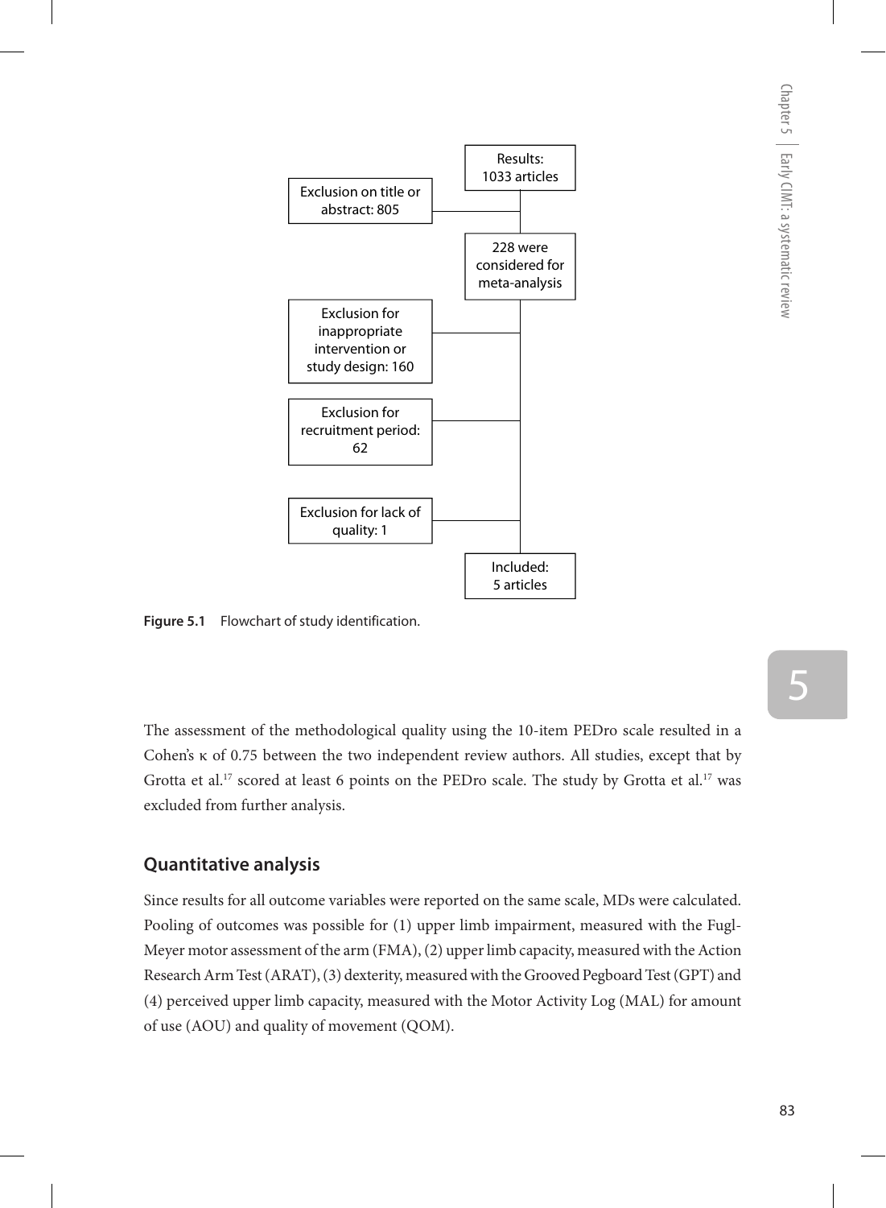Results: 1033 articles

Exclusion on title or abstract: 805

228 were considered for meta-analysis

Exclusion for inappropriate intervention or study design: 160

Exclusion for recruitment period: 62

Exclusion for lack of quality: 1

Included: 5 articles

**Figure 5.1** Flowchart of study identification.

The assessment of the methodological quality using the 10-item PEDro scale resulted in a Cohen's κ of 0.75 between the two independent review authors. All studies, except that by Grotta et al.[17] scored at least 6 points on the PEDro scale. The study by Grotta et al.[17] was excluded from further analysis.

## Quantitative analysis

Since results for all outcome variables were reported on the same scale, MDs were calculated. Pooling of outcomes was possible for (1) upper limb impairment, measured with the Fugl-Meyer motor assessment of the arm (FMA), (2) upper limb capacity, measured with the Action Research Arm Test (ARAT), (3) dexterity, measured with the Grooved Pegboard Test (GPT) and (4) perceived upper limb capacity, measured with the Motor Activity Log (MAL) for amount of use (AOU) and quality of movement (QOM).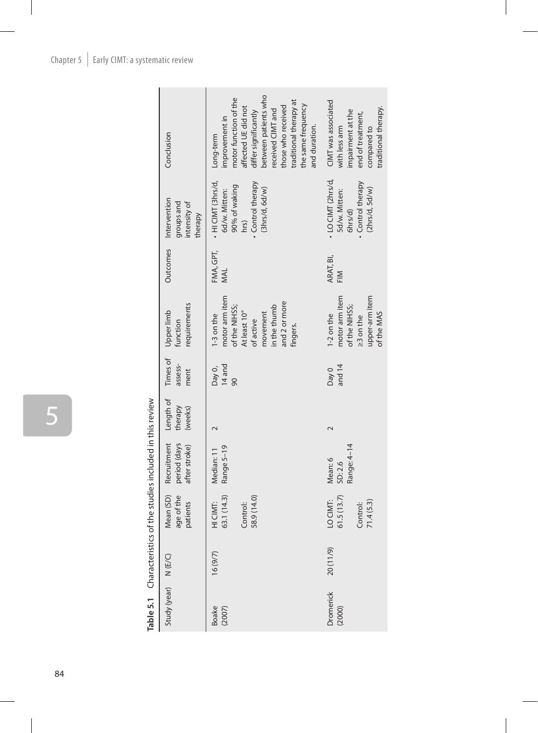**Table 5.1** Characteristics of the studies included in this review

| Study (year) | N (E/C) | Mean (SD) age of the patients | Recruitment period (days after stroke) | Length of therapy (weeks) | Times of assess-ment | Upper limb function requirements | Outcomes | Intervention groups and intensity of therapy | Conclusion |
|---|---|---|---|---|---|---|---|---|---|
| Boake (2007) | 16 (9/7) | HI CIMT: 63.1 (14.3)<br>Control: 58.9 (14.0) | Median: 11<br>Range 5–19 | 2 | Day 0, 14 and 90 | 1-3 on the motor arm item of the NIHSS; At least 10° of active movement in the thumb and 2 or more fingers. | FMA, GPT, MAL | • HI CIMT (3hrs/d, 6d/w. Mitten: 90% of waking hrs)<br>• Control therapy (3hrs/d, 6d/w) | Long-term improvement in motor function of the affected UE did not differ significantly between patients who received CIMT and those who received traditional therapy at the same frequency and duration. |
| Dromerick (2000) | 20 (11/9) | LO CIMT: 61.5 (13.7)<br>Control: 71.4 (5.3) | Mean: 6<br>SD: 2.6<br>Range: 4–14 | 2 | Day 0 and 14 | 1-2 on the motor arm item of the NIHSS; ≥3 on the upper-arm item of the MAS | ARAT, BI, FIM | • LO CIMT (2hrs/d, 5d/w. Mitten: 6hrs/d)<br>• Control therapy (2hrs/d, 5d/w) | CIMT was associated with less arm impairment at the end of treatment, compared to traditional therapy. |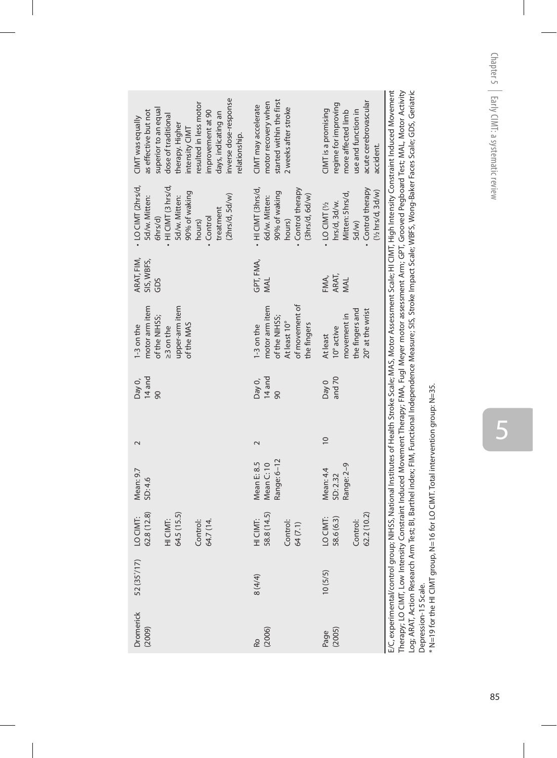| Dromerick (2009) | 52 (35*/17) | LO CIMT: 62.8 (12.8)<br><br>HI CIMT: 64.5 (15.5)<br><br>Control: 64.7 (14. | Mean: 9.7<br>SD: 4.6 | 2 | Day 0, 14 and 90 | 1-3 on the motor arm item of the NIHSS; ≥3 on the upper-arm item of the MAS | ARAT, FIM, SIS, WBFS, GDS | • LO CIMT (2hrs/d, 5d/w. Mitten: 6hrs/d)<br>• HI CIMT (3 hrs/d, 5d/w. Mitten: 90% of waking hours)<br>• Control treatment (2hrs/d, 5d/w) | CIMT was equally as effective but not superior to an equal dose of traditional therapy. Higher intensity CIMT resulted in less motor improvement at 90 days, indicating an inverse dose-response relationship. |
|---|---|---|---|---|---|---|---|---|---|
| Ro (2006) | 8 (4/4) | HI CIMT: 58.8 (14.5)<br><br>Control: 64 (7.1) | Mean E: 8.5<br>Mean C: 10<br>Range: 6–12 | 2 | Day 0, 14 and 90 | 1-3 on the motor arm item of the NIHSS; At least 10° of movement of the fingers | GPT, FMA, MAL | • HI CIMT (3hrs/d, 6d/w. Mitten: 90% of waking hours)<br>• Control therapy (3hrs/d, 6d/w) | CIMT may accelerate motor recovery when started within the first 2 weeks after stroke |
| Page (2005) | 10 (5/5) | LO CIMT: 58.6 (6.3)<br><br>Control: 62.2 (10.2) | Mean: 4.4<br>SD: 2.32<br>Range: 2–9 | 10 | Day 0 and 70 | At least 10° active movement in the fingers and 20° at the wrist | FMA, ARAT, MAL | • LO CIMT (½ hrs/d, 3d/w. Mitten: 5hrs/d, 5d/w)<br>• Control therapy (½ hrs/d, 3d/w) | CIMT is a promising regime for improving more affected limb use and function in acute cerebrovascular accident. |

E/C, experimental/control group; NIHSS, National Institutes of Health Stroke Scale; MAS, Motor Assessment Scale; HI CIMT, High Intensity Constraint Induced Movement Therapy; LO CIMT, Low Intensity Constraint Induced Movement Therapy; FMA, Fugl Meyer motor assessment Arm; GPT, Grooved Pegboard Test; MAL, Motor Activity Log; ARAT, Action Research Arm Test; BI, Barthel index; FIM, Functional Independence Measure; SIS, Stroke Impact Scale; WBFS, Wong-Baker Faces Scale; GDS, Geriatric Depression-15 Scale.

\* N=19 for the HI CIMT group, N=16 for LO CIMT. Total intervention group: N=35.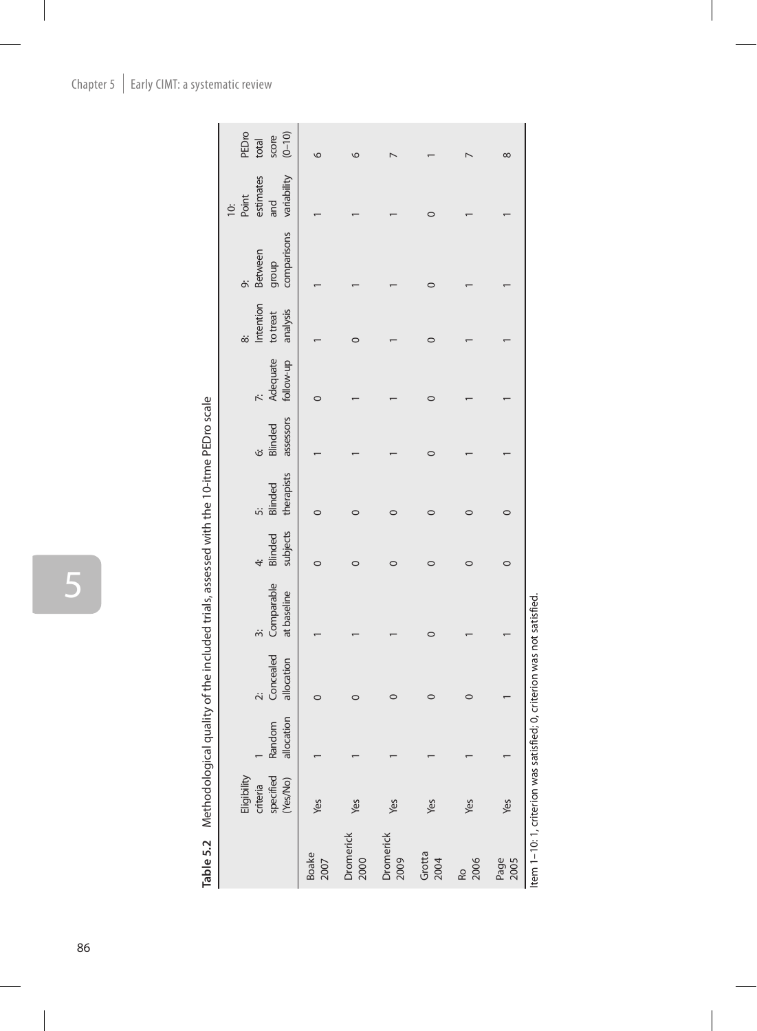**Table 5.2** Methodological quality of the included trials, assessed with the 10-itme PEDro scale

| | Eligibility criteria specified (Yes/No) | 1 Random allocation | 2: Concealed allocation | 3: Comparable at baseline | 4: Blinded subjects | 5: Blinded therapists | 6: Blinded assessors | 7: Adequate follow-up | 8: Intention to treat analysis | 9: Between group comparisons | 10: Point estimates and variability | PEDro total score (0–10) |
|---|---|---|---|---|---|---|---|---|---|---|---|---|
| Boake 2007 | Yes | 1 | 0 | 1 | 0 | 0 | 1 | 0 | 1 | 1 | 1 | 6 |
| Dromerick 2000 | Yes | 1 | 0 | 1 | 0 | 0 | 1 | 1 | 0 | 1 | 1 | 6 |
| Dromerick 2009 | Yes | 1 | 0 | 1 | 0 | 0 | 1 | 1 | 1 | 1 | 1 | 7 |
| Grotta 2004 | Yes | 1 | 0 | 0 | 0 | 0 | 0 | 0 | 0 | 0 | 0 | 1 |
| Ro 2006 | Yes | 1 | 0 | 1 | 0 | 0 | 1 | 1 | 1 | 1 | 1 | 7 |
| Page 2005 | Yes | 1 | 1 | 1 | 0 | 0 | 1 | 1 | 1 | 1 | 1 | 8 |

Item 1–10: 1, criterion was satisfied; 0, criterion was not satisfied.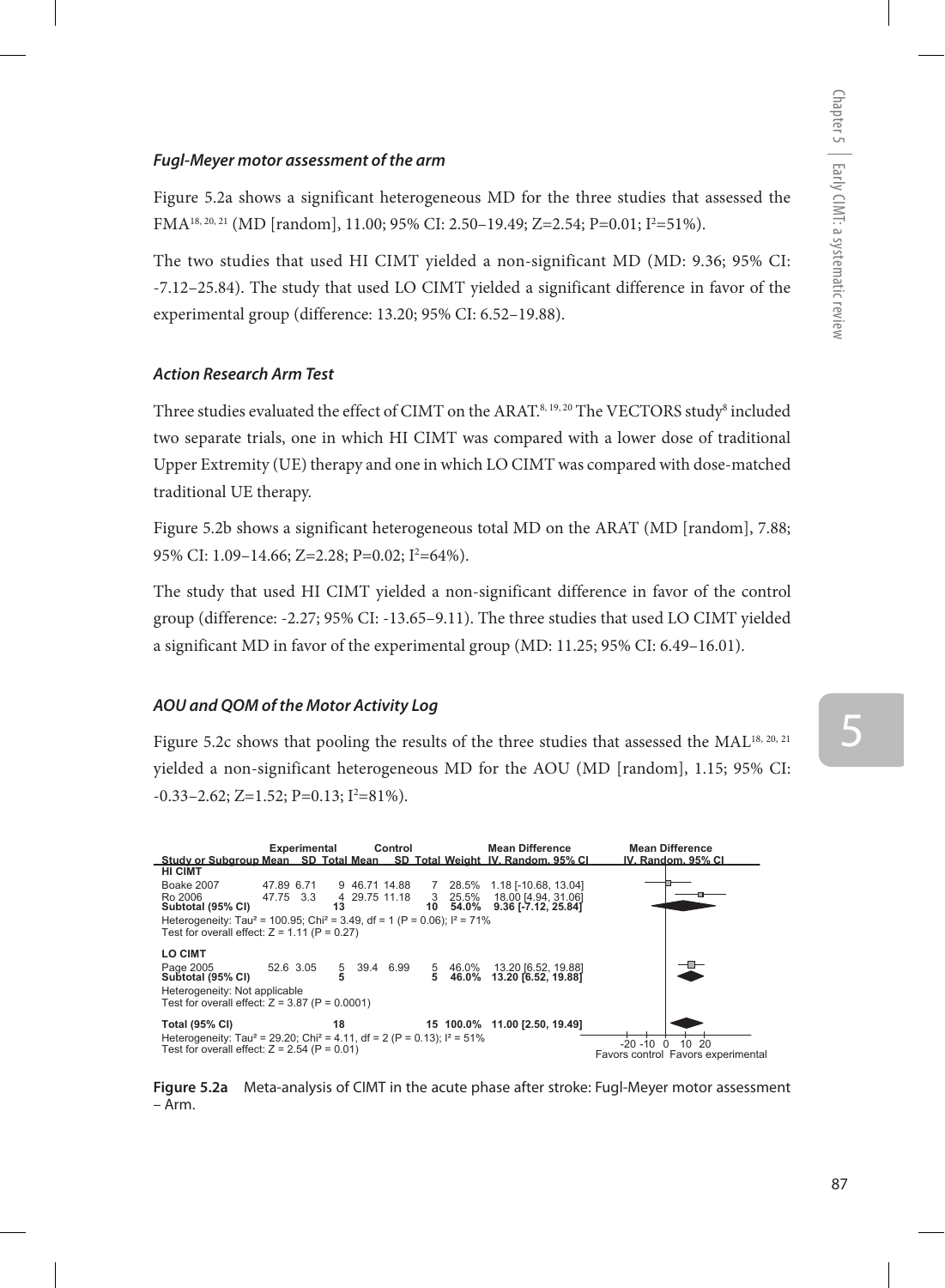### *Fugl-Meyer motor assessment of the arm*

Figure 5.2a shows a significant heterogeneous MD for the three studies that assessed the FMA[18, 20, 21] (MD [random], 11.00; 95% CI: 2.50–19.49; Z=2.54; P=0.01; $I^2$=51%).

The two studies that used HI CIMT yielded a non-significant MD (MD: 9.36; 95% CI: -7.12–25.84). The study that used LO CIMT yielded a significant difference in favor of the experimental group (difference: 13.20; 95% CI: 6.52–19.88).

### *Action Research Arm Test*

Three studies evaluated the effect of CIMT on the ARAT.[8, 19, 20] The VECTORS study[8] included two separate trials, one in which HI CIMT was compared with a lower dose of traditional Upper Extremity (UE) therapy and one in which LO CIMT was compared with dose-matched traditional UE therapy.

Figure 5.2b shows a significant heterogeneous total MD on the ARAT (MD [random], 7.88; 95% CI: 1.09–14.66; Z=2.28; P=0.02; $I^2$=64%).

The study that used HI CIMT yielded a non-significant difference in favor of the control group (difference: -2.27; 95% CI: -13.65–9.11). The three studies that used LO CIMT yielded a significant MD in favor of the experimental group (MD: 11.25; 95% CI: 6.49–16.01).

### *AOU and QOM of the Motor Activity Log*

Figure 5.2c shows that pooling the results of the three studies that assessed the MAL[18, 20, 21] yielded a non-significant heterogeneous MD for the AOU (MD [random], 1.15; 95% CI: -0.33–2.62; Z=1.52; P=0.13; $I^2$=81%).

| Study or Subgroup | Experimental Mean | Experimental SD | Experimental Total | Control Mean | Control SD | Control Total | Weight | Mean Difference IV, Random, 95% CI |
|---|---|---|---|---|---|---|---|---|
| **HI CIMT** | | | | | | | | |
| Boake 2007 | 47.89 | 6.71 | 9 | 46.71 | 14.88 | 7 | 28.5% | 1.18 [-10.68, 13.04] |
| Ro 2006 | 47.75 | 3.3 | 4 | 29.75 | 11.18 | 3 | 25.5% | 18.00 [4.94, 31.06] |
| **Subtotal (95% CI)** | | | **13** | | | **10** | **54.0%** | **9.36 [-7.12, 25.84]** |
| Heterogeneity: Tau² = 100.95; Chi² = 3.49, df = 1 (P = 0.06); I² = 71% | | | | | | | | |
| Test for overall effect: Z = 1.11 (P = 0.27) | | | | | | | | |
| **LO CIMT** | | | | | | | | |
| Page 2005 | 52.6 | 3.05 | 5 | 39.4 | 6.99 | 5 | 46.0% | 13.20 [6.52, 19.88] |
| **Subtotal (95% CI)** | | | **5** | | | **5** | **46.0%** | **13.20 [6.52, 19.88]** |
| Heterogeneity: Not applicable | | | | | | | | |
| Test for overall effect: Z = 3.87 (P = 0.0001) | | | | | | | | |
| **Total (95% CI)** | | | **18** | | | **15** | **100.0%** | **11.00 [2.50, 19.49]** |
| Heterogeneity: Tau² = 29.20; Chi² = 4.11, df = 2 (P = 0.13); I² = 51% | | | | | | | | |
| Test for overall effect: Z = 2.54 (P = 0.01) | | | | | | | | |

-20 -10 0 10 20
Favors control Favors experimental

**Figure 5.2a** Meta-analysis of CIMT in the acute phase after stroke: Fugl-Meyer motor assessment – Arm.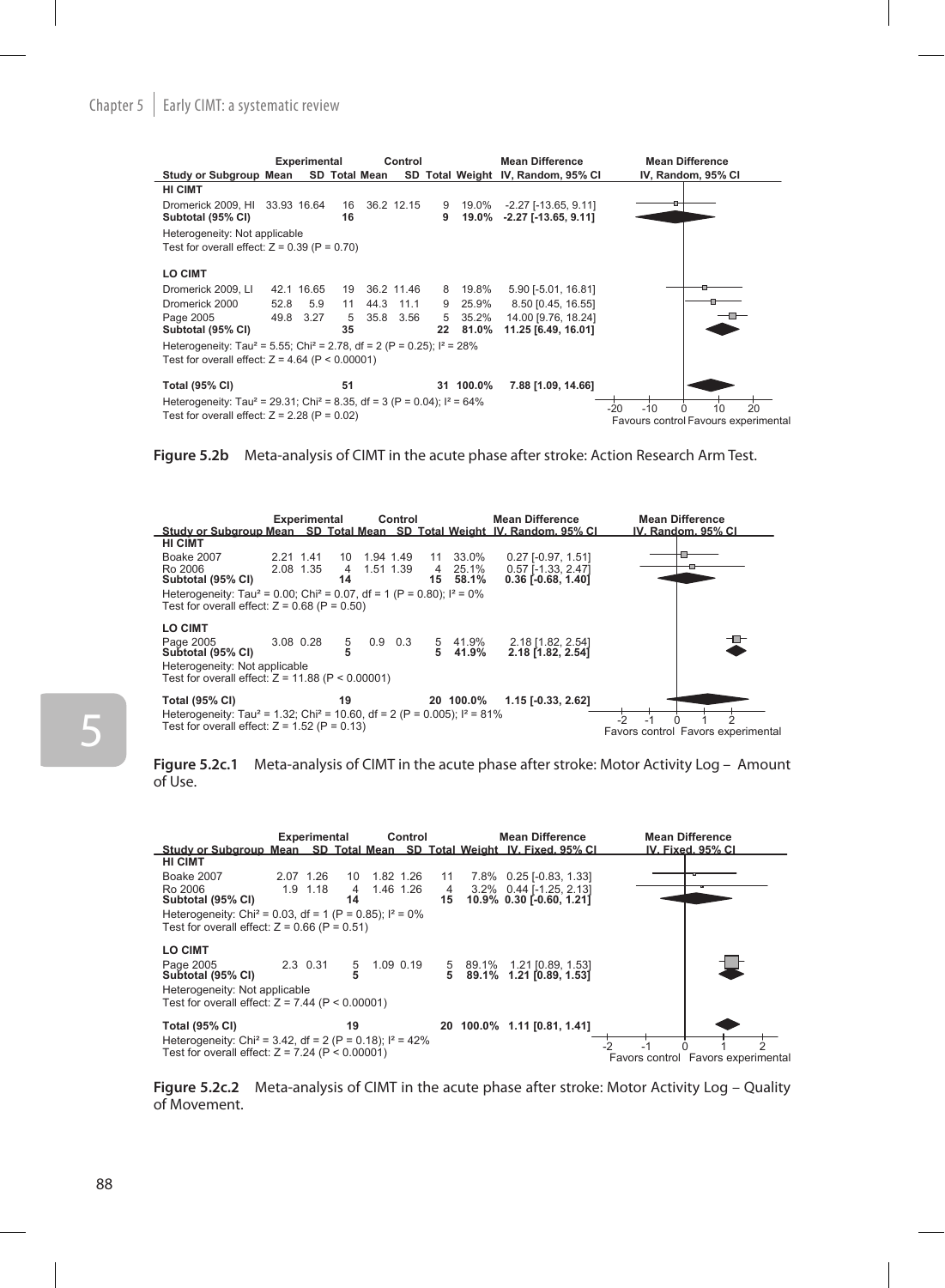| Study or Subgroup | Experimental Mean | Experimental SD | Experimental Total | Control Mean | Control SD | Control Total | Weight | Mean Difference IV, Random, 95% CI |
|---|---|---|---|---|---|---|---|---|
| **HI CIMT** | | | | | | | | |
| Dromerick 2009, HI | 33.93 | 16.64 | 16 | 36.2 | 12.15 | 9 | 19.0% | -2.27 [-13.65, 9.11] |
| **Subtotal (95% CI)** | | | **16** | | | **9** | **19.0%** | **-2.27 [-13.65, 9.11]** |
| Heterogeneity: Not applicable | | | | | | | | |
| Test for overall effect: Z = 0.39 (P = 0.70) | | | | | | | | |
| **LO CIMT** | | | | | | | | |
| Dromerick 2009, LI | 42.1 | 16.65 | 19 | 36.2 | 11.46 | 8 | 19.8% | 5.90 [-5.01, 16.81] |
| Dromerick 2000 | 52.8 | 5.9 | 11 | 44.3 | 11.1 | 9 | 25.9% | 8.50 [0.45, 16.55] |
| Page 2005 | 49.8 | 3.27 | 5 | 35.8 | 3.56 | 5 | 35.2% | 14.00 [9.76, 18.24] |
| **Subtotal (95% CI)** | | | **35** | | | **22** | **81.0%** | **11.25 [6.49, 16.01]** |
| Heterogeneity: Tau² = 5.55; Chi² = 2.78, df = 2 (P = 0.25); I² = 28% | | | | | | | | |
| Test for overall effect: Z = 4.64 (P < 0.00001) | | | | | | | | |
| **Total (95% CI)** | | | **51** | | | **31** | **100.0%** | **7.88 [1.09, 14.66]** |
| Heterogeneity: Tau² = 29.31; Chi² = 8.35, df = 3 (P = 0.04); I² = 64% | | | | | | | | |
| Test for overall effect: Z = 2.28 (P = 0.02) | | | | | | | | |

Mean Difference IV, Random, 95% CI: -20 -10 0 10 20; Favours control / Favours experimental

**Figure 5.2b** Meta-analysis of CIMT in the acute phase after stroke: Action Research Arm Test.

| Study or Subgroup | Experimental Mean | Experimental SD | Experimental Total | Control Mean | Control SD | Control Total | Weight | Mean Difference IV, Random, 95% CI |
|---|---|---|---|---|---|---|---|---|
| **HI CIMT** | | | | | | | | |
| Boake 2007 | 2.21 | 1.41 | 10 | 1.94 | 1.49 | 11 | 33.0% | 0.27 [-0.97, 1.51] |
| Ro 2006 | 2.08 | 1.35 | 4 | 1.51 | 1.39 | 4 | 25.1% | 0.57 [-1.33, 2.47] |
| **Subtotal (95% CI)** | | | **14** | | | **15** | **58.1%** | **0.36 [-0.68, 1.40]** |
| Heterogeneity: Tau² = 0.00; Chi² = 0.07, df = 1 (P = 0.80); I² = 0% | | | | | | | | |
| Test for overall effect: Z = 0.68 (P = 0.50) | | | | | | | | |
| **LO CIMT** | | | | | | | | |
| Page 2005 | 3.08 | 0.28 | 5 | 0.9 | 0.3 | 5 | 41.9% | 2.18 [1.82, 2.54] |
| **Subtotal (95% CI)** | | | **5** | | | **5** | **41.9%** | **2.18 [1.82, 2.54]** |
| Heterogeneity: Not applicable | | | | | | | | |
| Test for overall effect: Z = 11.88 (P < 0.00001) | | | | | | | | |
| **Total (95% CI)** | | | **19** | | | **20** | **100.0%** | **1.15 [-0.33, 2.62]** |
| Heterogeneity: Tau² = 1.32; Chi² = 10.60, df = 2 (P = 0.005); I² = 81% | | | | | | | | |
| Test for overall effect: Z = 1.52 (P = 0.13) | | | | | | | | |

Mean Difference IV, Random, 95% CI: -2 -1 0 1 2; Favors control / Favors experimental

**Figure 5.2c.1** Meta-analysis of CIMT in the acute phase after stroke: Motor Activity Log – Amount of Use.

| Study or Subgroup | Experimental Mean | Experimental SD | Experimental Total | Control Mean | Control SD | Control Total | Weight | Mean Difference IV, Fixed, 95% CI |
|---|---|---|---|---|---|---|---|---|
| **HI CIMT** | | | | | | | | |
| Boake 2007 | 2.07 | 1.26 | 10 | 1.82 | 1.26 | 11 | 7.8% | 0.25 [-0.83, 1.33] |
| Ro 2006 | 1.9 | 1.18 | 4 | 1.46 | 1.26 | 4 | 3.2% | 0.44 [-1.25, 2.13] |
| **Subtotal (95% CI)** | | | **14** | | | **15** | **10.9%** | **0.30 [-0.60, 1.21]** |
| Heterogeneity: Chi² = 0.03, df = 1 (P = 0.85); I² = 0% | | | | | | | | |
| Test for overall effect: Z = 0.66 (P = 0.51) | | | | | | | | |
| **LO CIMT** | | | | | | | | |
| Page 2005 | 2.3 | 0.31 | 5 | 1.09 | 0.19 | 5 | 89.1% | 1.21 [0.89, 1.53] |
| **Subtotal (95% CI)** | | | **5** | | | **5** | **89.1%** | **1.21 [0.89, 1.53]** |
| Heterogeneity: Not applicable | | | | | | | | |
| Test for overall effect: Z = 7.44 (P < 0.00001) | | | | | | | | |
| **Total (95% CI)** | | | **19** | | | **20** | **100.0%** | **1.11 [0.81, 1.41]** |
| Heterogeneity: Chi² = 3.42, df = 2 (P = 0.18); I² = 42% | | | | | | | | |
| Test for overall effect: Z = 7.24 (P < 0.00001) | | | | | | | | |

Mean Difference IV, Fixed, 95% CI: -2 -1 0 1 2; Favors control / Favors experimental

**Figure 5.2c.2** Meta-analysis of CIMT in the acute phase after stroke: Motor Activity Log – Quality of Movement.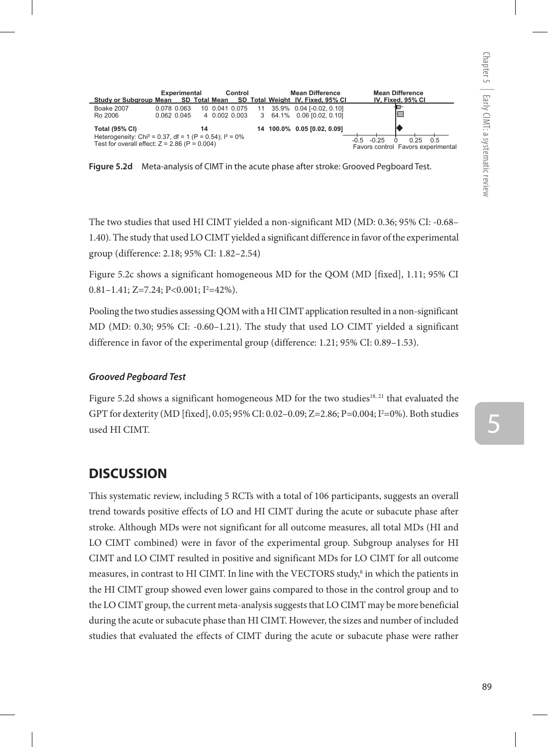| Study or Subgroup | Experimental Mean | Experimental SD | Experimental Total | Control Mean | Control SD | Control Total | Weight | Mean Difference IV, Fixed, 95% CI |
|---|---|---|---|---|---|---|---|---|
| Boake 2007 | 0.078 | 0.063 | 10 | 0.041 | 0.075 | 11 | 35.9% | 0.04 [-0.02, 0.10] |
| Ro 2006 | 0.062 | 0.045 | 4 | 0.002 | 0.003 | 3 | 64.1% | 0.06 [0.02, 0.10] |
| **Total (95% CI)** | | | **14** | | | **14** | **100.0%** | **0.05 [0.02, 0.09]** |

Heterogeneity: Chi² = 0.37, df = 1 (P = 0.54); I² = 0%
Test for overall effect: Z = 2.86 (P = 0.004)

Mean Difference IV, Fixed, 95% CI: -0.5 -0.25 0 0.25 0.5 — Favors control / Favors experimental

**Figure 5.2d** Meta-analysis of CIMT in the acute phase after stroke: Grooved Pegboard Test.

The two studies that used HI CIMT yielded a non-significant MD (MD: 0.36; 95% CI: -0.68–1.40). The study that used LO CIMT yielded a significant difference in favor of the experimental group (difference: 2.18; 95% CI: 1.82–2.54)

Figure 5.2c shows a significant homogeneous MD for the QOM (MD [fixed], 1.11; 95% CI 0.81–1.41; Z=7.24; P<0.001; $I^2$=42%).

Pooling the two studies assessing QOM with a HI CIMT application resulted in a non-significant MD (MD: 0.30; 95% CI: -0.60–1.21). The study that used LO CIMT yielded a significant difference in favor of the experimental group (difference: 1.21; 95% CI: 0.89–1.53).

### *Grooved Pegboard Test*

Figure 5.2d shows a significant homogeneous MD for the two studies[18, 21] that evaluated the GPT for dexterity (MD [fixed], 0.05; 95% CI: 0.02–0.09; Z=2.86; P=0.004; $I^2$=0%). Both studies used HI CIMT.

## DISCUSSION

This systematic review, including 5 RCTs with a total of 106 participants, suggests an overall trend towards positive effects of LO and HI CIMT during the acute or subacute phase after stroke. Although MDs were not significant for all outcome measures, all total MDs (HI and LO CIMT combined) were in favor of the experimental group. Subgroup analyses for HI CIMT and LO CIMT resulted in positive and significant MDs for LO CIMT for all outcome measures, in contrast to HI CIMT. In line with the VECTORS study,[8] in which the patients in the HI CIMT group showed even lower gains compared to those in the control group and to the LO CIMT group, the current meta-analysis suggests that LO CIMT may be more beneficial during the acute or subacute phase than HI CIMT. However, the sizes and number of included studies that evaluated the effects of CIMT during the acute or subacute phase were rather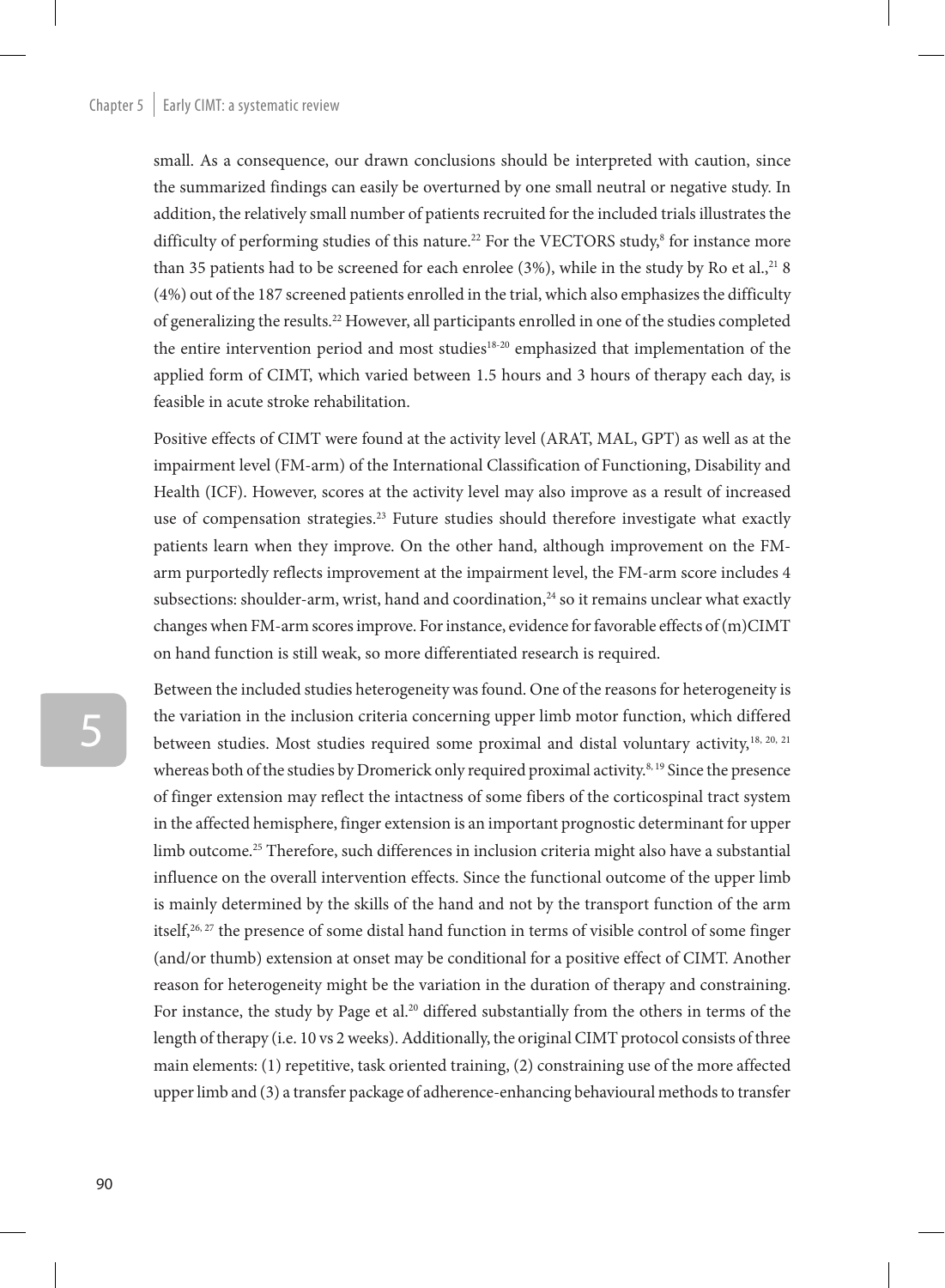small. As a consequence, our drawn conclusions should be interpreted with caution, since the summarized findings can easily be overturned by one small neutral or negative study. In addition, the relatively small number of patients recruited for the included trials illustrates the difficulty of performing studies of this nature.[22] For the VECTORS study,[8] for instance more than 35 patients had to be screened for each enrolee (3%), while in the study by Ro et al.,[21] 8 (4%) out of the 187 screened patients enrolled in the trial, which also emphasizes the difficulty of generalizing the results.[22] However, all participants enrolled in one of the studies completed the entire intervention period and most studies[18-20] emphasized that implementation of the applied form of CIMT, which varied between 1.5 hours and 3 hours of therapy each day, is feasible in acute stroke rehabilitation.

Positive effects of CIMT were found at the activity level (ARAT, MAL, GPT) as well as at the impairment level (FM-arm) of the International Classification of Functioning, Disability and Health (ICF). However, scores at the activity level may also improve as a result of increased use of compensation strategies.[23] Future studies should therefore investigate what exactly patients learn when they improve. On the other hand, although improvement on the FM-arm purportedly reflects improvement at the impairment level, the FM-arm score includes 4 subsections: shoulder-arm, wrist, hand and coordination,[24] so it remains unclear what exactly changes when FM-arm scores improve. For instance, evidence for favorable effects of (m)CIMT on hand function is still weak, so more differentiated research is required.

Between the included studies heterogeneity was found. One of the reasons for heterogeneity is the variation in the inclusion criteria concerning upper limb motor function, which differed between studies. Most studies required some proximal and distal voluntary activity,[18, 20, 21] whereas both of the studies by Dromerick only required proximal activity.[8, 19] Since the presence of finger extension may reflect the intactness of some fibers of the corticospinal tract system in the affected hemisphere, finger extension is an important prognostic determinant for upper limb outcome.[25] Therefore, such differences in inclusion criteria might also have a substantial influence on the overall intervention effects. Since the functional outcome of the upper limb is mainly determined by the skills of the hand and not by the transport function of the arm itself,[26, 27] the presence of some distal hand function in terms of visible control of some finger (and/or thumb) extension at onset may be conditional for a positive effect of CIMT. Another reason for heterogeneity might be the variation in the duration of therapy and constraining. For instance, the study by Page et al.[20] differed substantially from the others in terms of the length of therapy (i.e. 10 vs 2 weeks). Additionally, the original CIMT protocol consists of three main elements: (1) repetitive, task oriented training, (2) constraining use of the more affected upper limb and (3) a transfer package of adherence-enhancing behavioural methods to transfer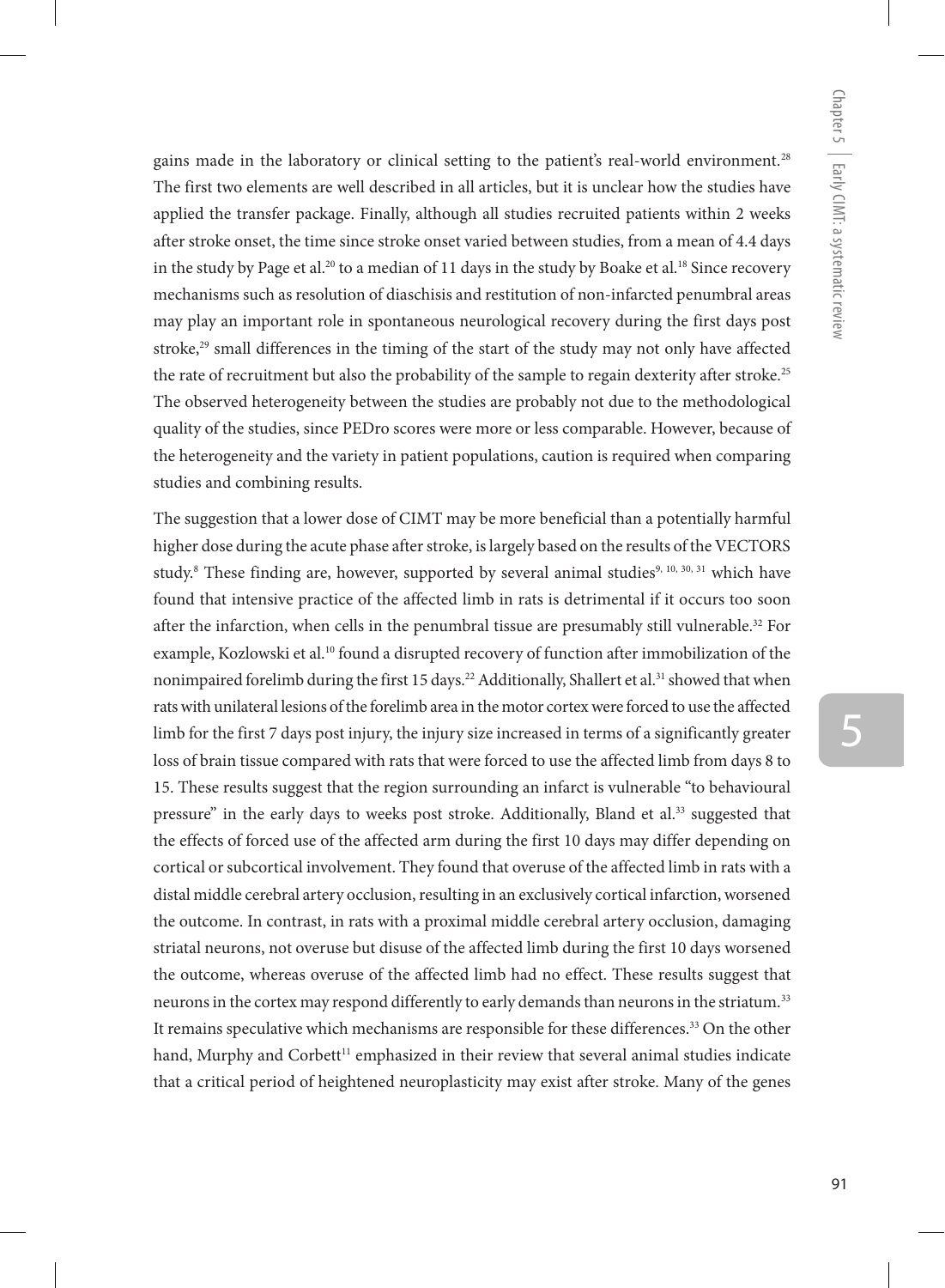gains made in the laboratory or clinical setting to the patient's real-world environment.[28] The first two elements are well described in all articles, but it is unclear how the studies have applied the transfer package. Finally, although all studies recruited patients within 2 weeks after stroke onset, the time since stroke onset varied between studies, from a mean of 4.4 days in the study by Page et al.[20] to a median of 11 days in the study by Boake et al.[18] Since recovery mechanisms such as resolution of diaschisis and restitution of non-infarcted penumbral areas may play an important role in spontaneous neurological recovery during the first days post stroke,[29] small differences in the timing of the start of the study may not only have affected the rate of recruitment but also the probability of the sample to regain dexterity after stroke.[25] The observed heterogeneity between the studies are probably not due to the methodological quality of the studies, since PEDro scores were more or less comparable. However, because of the heterogeneity and the variety in patient populations, caution is required when comparing studies and combining results.

The suggestion that a lower dose of CIMT may be more beneficial than a potentially harmful higher dose during the acute phase after stroke, is largely based on the results of the VECTORS study.[8] These finding are, however, supported by several animal studies[9, 10, 30, 31] which have found that intensive practice of the affected limb in rats is detrimental if it occurs too soon after the infarction, when cells in the penumbral tissue are presumably still vulnerable.[32] For example, Kozlowski et al.[10] found a disrupted recovery of function after immobilization of the nonimpaired forelimb during the first 15 days.[22] Additionally, Shallert et al.[31] showed that when rats with unilateral lesions of the forelimb area in the motor cortex were forced to use the affected limb for the first 7 days post injury, the injury size increased in terms of a significantly greater loss of brain tissue compared with rats that were forced to use the affected limb from days 8 to 15. These results suggest that the region surrounding an infarct is vulnerable "to behavioural pressure" in the early days to weeks post stroke. Additionally, Bland et al.[33] suggested that the effects of forced use of the affected arm during the first 10 days may differ depending on cortical or subcortical involvement. They found that overuse of the affected limb in rats with a distal middle cerebral artery occlusion, resulting in an exclusively cortical infarction, worsened the outcome. In contrast, in rats with a proximal middle cerebral artery occlusion, damaging striatal neurons, not overuse but disuse of the affected limb during the first 10 days worsened the outcome, whereas overuse of the affected limb had no effect. These results suggest that neurons in the cortex may respond differently to early demands than neurons in the striatum.[33] It remains speculative which mechanisms are responsible for these differences.[33] On the other hand, Murphy and Corbett[11] emphasized in their review that several animal studies indicate that a critical period of heightened neuroplasticity may exist after stroke. Many of the genes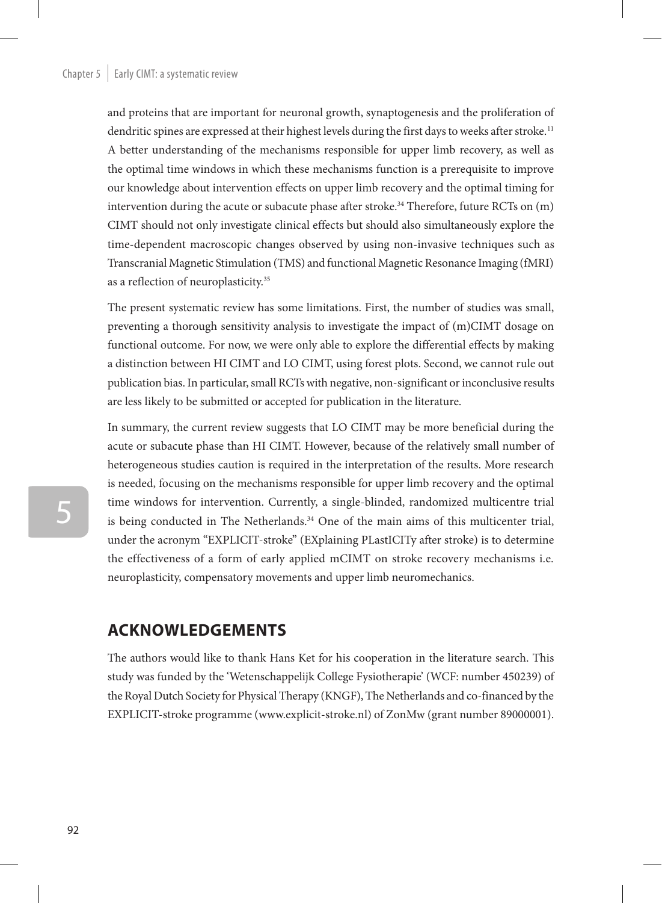and proteins that are important for neuronal growth, synaptogenesis and the proliferation of dendritic spines are expressed at their highest levels during the first days to weeks after stroke.[11] A better understanding of the mechanisms responsible for upper limb recovery, as well as the optimal time windows in which these mechanisms function is a prerequisite to improve our knowledge about intervention effects on upper limb recovery and the optimal timing for intervention during the acute or subacute phase after stroke.[34] Therefore, future RCTs on (m) CIMT should not only investigate clinical effects but should also simultaneously explore the time-dependent macroscopic changes observed by using non-invasive techniques such as Transcranial Magnetic Stimulation (TMS) and functional Magnetic Resonance Imaging (fMRI) as a reflection of neuroplasticity.[35]

The present systematic review has some limitations. First, the number of studies was small, preventing a thorough sensitivity analysis to investigate the impact of (m)CIMT dosage on functional outcome. For now, we were only able to explore the differential effects by making a distinction between HI CIMT and LO CIMT, using forest plots. Second, we cannot rule out publication bias. In particular, small RCTs with negative, non-significant or inconclusive results are less likely to be submitted or accepted for publication in the literature.

In summary, the current review suggests that LO CIMT may be more beneficial during the acute or subacute phase than HI CIMT. However, because of the relatively small number of heterogeneous studies caution is required in the interpretation of the results. More research is needed, focusing on the mechanisms responsible for upper limb recovery and the optimal time windows for intervention. Currently, a single-blinded, randomized multicentre trial is being conducted in The Netherlands.[34] One of the main aims of this multicenter trial, under the acronym "EXPLICIT-stroke" (EXplaining PLastICITy after stroke) is to determine the effectiveness of a form of early applied mCIMT on stroke recovery mechanisms i.e. neuroplasticity, compensatory movements and upper limb neuromechanics.

## ACKNOWLEDGEMENTS

The authors would like to thank Hans Ket for his cooperation in the literature search. This study was funded by the 'Wetenschappelijk College Fysiotherapie' (WCF: number 450239) of the Royal Dutch Society for Physical Therapy (KNGF), The Netherlands and co-financed by the EXPLICIT-stroke programme (www.explicit-stroke.nl) of ZonMw (grant number 89000001).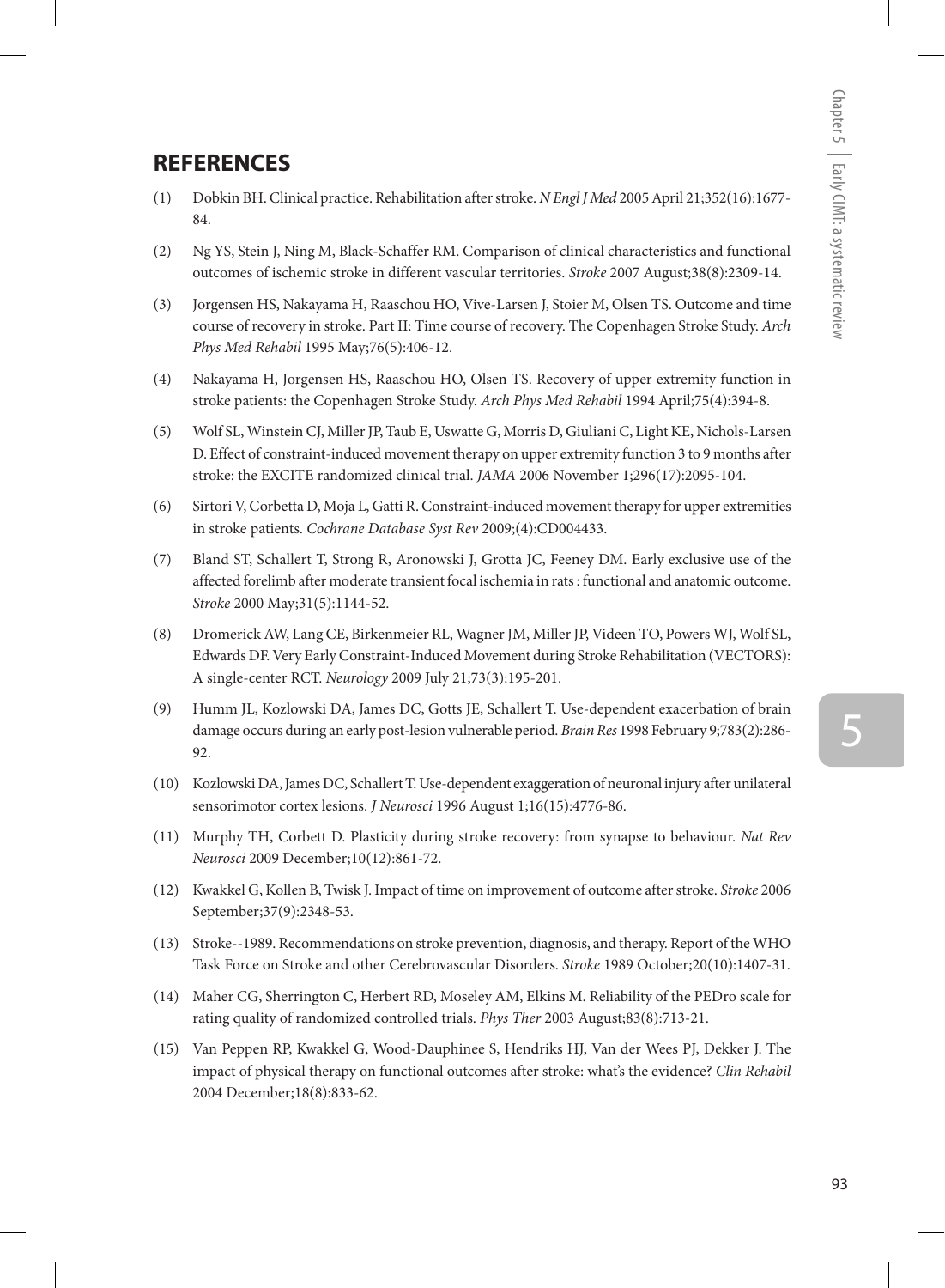## REFERENCES

(1) Dobkin BH. Clinical practice. Rehabilitation after stroke. *N Engl J Med* 2005 April 21;352(16):1677-84.

(2) Ng YS, Stein J, Ning M, Black-Schaffer RM. Comparison of clinical characteristics and functional outcomes of ischemic stroke in different vascular territories. *Stroke* 2007 August;38(8):2309-14.

(3) Jorgensen HS, Nakayama H, Raaschou HO, Vive-Larsen J, Stoier M, Olsen TS. Outcome and time course of recovery in stroke. Part II: Time course of recovery. The Copenhagen Stroke Study. *Arch Phys Med Rehabil* 1995 May;76(5):406-12.

(4) Nakayama H, Jorgensen HS, Raaschou HO, Olsen TS. Recovery of upper extremity function in stroke patients: the Copenhagen Stroke Study. *Arch Phys Med Rehabil* 1994 April;75(4):394-8.

(5) Wolf SL, Winstein CJ, Miller JP, Taub E, Uswatte G, Morris D, Giuliani C, Light KE, Nichols-Larsen D. Effect of constraint-induced movement therapy on upper extremity function 3 to 9 months after stroke: the EXCITE randomized clinical trial. *JAMA* 2006 November 1;296(17):2095-104.

(6) Sirtori V, Corbetta D, Moja L, Gatti R. Constraint-induced movement therapy for upper extremities in stroke patients. *Cochrane Database Syst Rev* 2009;(4):CD004433.

(7) Bland ST, Schallert T, Strong R, Aronowski J, Grotta JC, Feeney DM. Early exclusive use of the affected forelimb after moderate transient focal ischemia in rats : functional and anatomic outcome. *Stroke* 2000 May;31(5):1144-52.

(8) Dromerick AW, Lang CE, Birkenmeier RL, Wagner JM, Miller JP, Videen TO, Powers WJ, Wolf SL, Edwards DF. Very Early Constraint-Induced Movement during Stroke Rehabilitation (VECTORS): A single-center RCT. *Neurology* 2009 July 21;73(3):195-201.

(9) Humm JL, Kozlowski DA, James DC, Gotts JE, Schallert T. Use-dependent exacerbation of brain damage occurs during an early post-lesion vulnerable period. *Brain Res* 1998 February 9;783(2):286-92.

(10) Kozlowski DA, James DC, Schallert T. Use-dependent exaggeration of neuronal injury after unilateral sensorimotor cortex lesions. *J Neurosci* 1996 August 1;16(15):4776-86.

(11) Murphy TH, Corbett D. Plasticity during stroke recovery: from synapse to behaviour. *Nat Rev Neurosci* 2009 December;10(12):861-72.

(12) Kwakkel G, Kollen B, Twisk J. Impact of time on improvement of outcome after stroke. *Stroke* 2006 September;37(9):2348-53.

(13) Stroke--1989. Recommendations on stroke prevention, diagnosis, and therapy. Report of the WHO Task Force on Stroke and other Cerebrovascular Disorders. *Stroke* 1989 October;20(10):1407-31.

(14) Maher CG, Sherrington C, Herbert RD, Moseley AM, Elkins M. Reliability of the PEDro scale for rating quality of randomized controlled trials. *Phys Ther* 2003 August;83(8):713-21.

(15) Van Peppen RP, Kwakkel G, Wood-Dauphinee S, Hendriks HJ, Van der Wees PJ, Dekker J. The impact of physical therapy on functional outcomes after stroke: what's the evidence? *Clin Rehabil* 2004 December;18(8):833-62.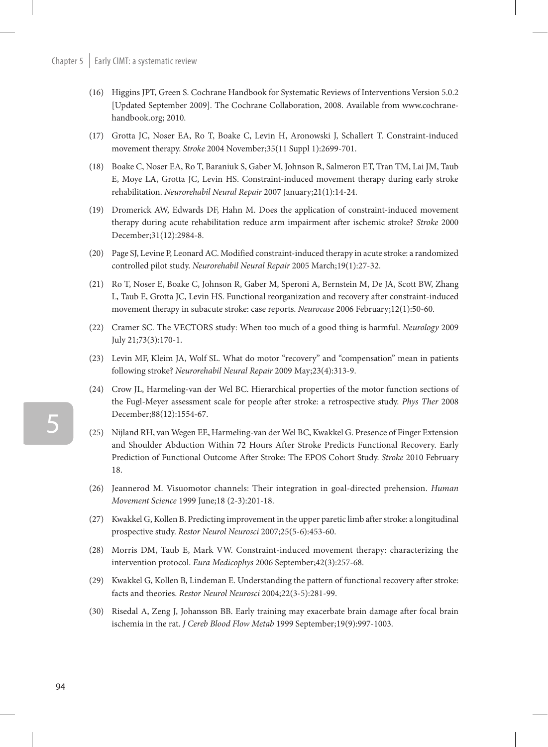(16) Higgins JPT, Green S. Cochrane Handbook for Systematic Reviews of Interventions Version 5.0.2 [Updated September 2009]. The Cochrane Collaboration, 2008. Available from www.cochrane-handbook.org; 2010.

(17) Grotta JC, Noser EA, Ro T, Boake C, Levin H, Aronowski J, Schallert T. Constraint-induced movement therapy. *Stroke* 2004 November;35(11 Suppl 1):2699-701.

(18) Boake C, Noser EA, Ro T, Baraniuk S, Gaber M, Johnson R, Salmeron ET, Tran TM, Lai JM, Taub E, Moye LA, Grotta JC, Levin HS. Constraint-induced movement therapy during early stroke rehabilitation. *Neurorehabil Neural Repair* 2007 January;21(1):14-24.

(19) Dromerick AW, Edwards DF, Hahn M. Does the application of constraint-induced movement therapy during acute rehabilitation reduce arm impairment after ischemic stroke? *Stroke* 2000 December;31(12):2984-8.

(20) Page SJ, Levine P, Leonard AC. Modified constraint-induced therapy in acute stroke: a randomized controlled pilot study. *Neurorehabil Neural Repair* 2005 March;19(1):27-32.

(21) Ro T, Noser E, Boake C, Johnson R, Gaber M, Speroni A, Bernstein M, De JA, Scott BW, Zhang L, Taub E, Grotta JC, Levin HS. Functional reorganization and recovery after constraint-induced movement therapy in subacute stroke: case reports. *Neurocase* 2006 February;12(1):50-60.

(22) Cramer SC. The VECTORS study: When too much of a good thing is harmful. *Neurology* 2009 July 21;73(3):170-1.

(23) Levin MF, Kleim JA, Wolf SL. What do motor "recovery" and "compensation" mean in patients following stroke? *Neurorehabil Neural Repair* 2009 May;23(4):313-9.

(24) Crow JL, Harmeling-van der Wel BC. Hierarchical properties of the motor function sections of the Fugl-Meyer assessment scale for people after stroke: a retrospective study. *Phys Ther* 2008 December;88(12):1554-67.

(25) Nijland RH, van Wegen EE, Harmeling-van der Wel BC, Kwakkel G. Presence of Finger Extension and Shoulder Abduction Within 72 Hours After Stroke Predicts Functional Recovery. Early Prediction of Functional Outcome After Stroke: The EPOS Cohort Study. *Stroke* 2010 February 18.

(26) Jeannerod M. Visuomotor channels: Their integration in goal-directed prehension. *Human Movement Science* 1999 June;18 (2-3):201-18.

(27) Kwakkel G, Kollen B. Predicting improvement in the upper paretic limb after stroke: a longitudinal prospective study. *Restor Neurol Neurosci* 2007;25(5-6):453-60.

(28) Morris DM, Taub E, Mark VW. Constraint-induced movement therapy: characterizing the intervention protocol. *Eura Medicophys* 2006 September;42(3):257-68.

(29) Kwakkel G, Kollen B, Lindeman E. Understanding the pattern of functional recovery after stroke: facts and theories. *Restor Neurol Neurosci* 2004;22(3-5):281-99.

(30) Risedal A, Zeng J, Johansson BB. Early training may exacerbate brain damage after focal brain ischemia in the rat. *J Cereb Blood Flow Metab* 1999 September;19(9):997-1003.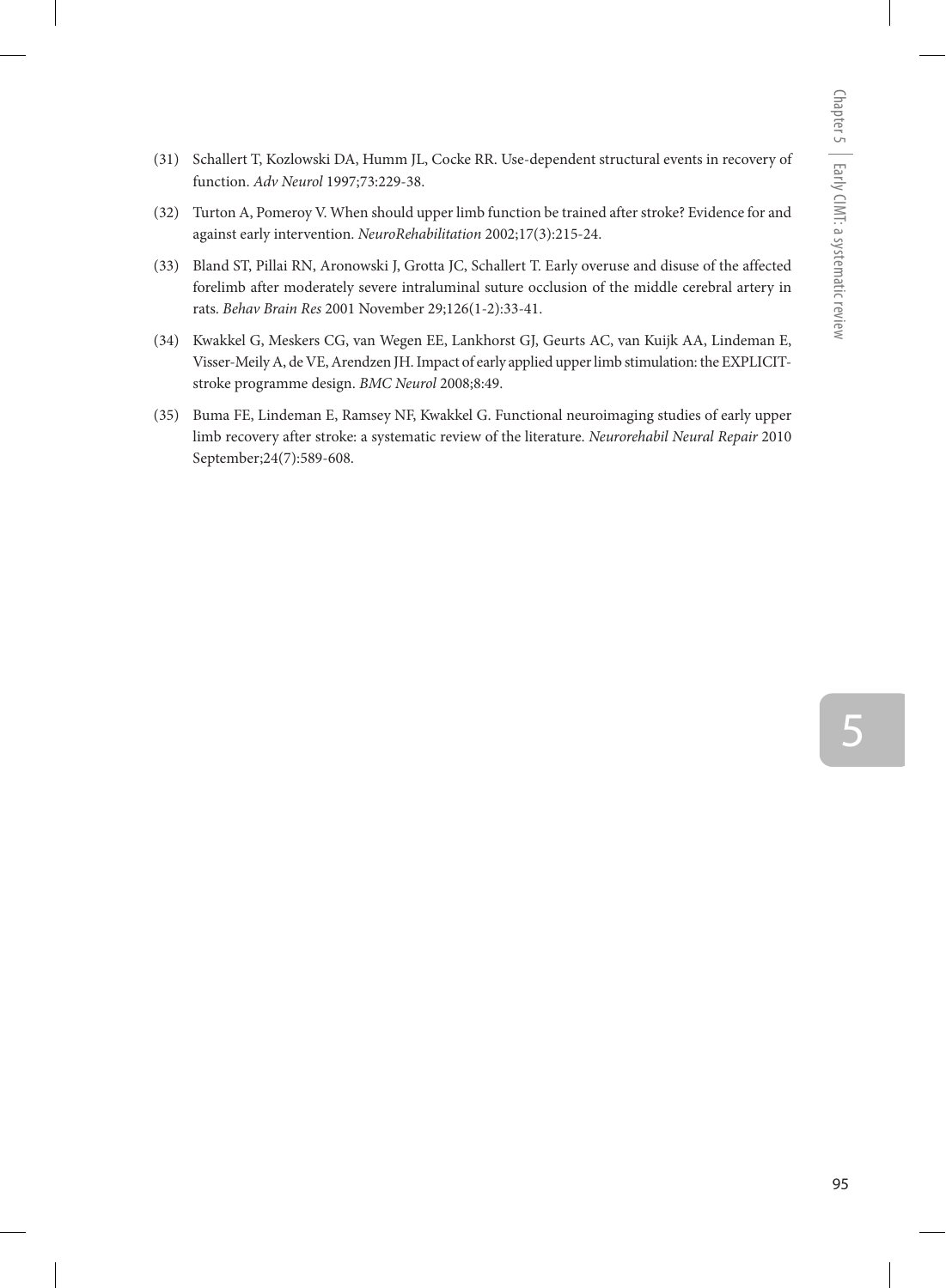(31) Schallert T, Kozlowski DA, Humm JL, Cocke RR. Use-dependent structural events in recovery of function. *Adv Neurol* 1997;73:229-38.

(32) Turton A, Pomeroy V. When should upper limb function be trained after stroke? Evidence for and against early intervention. *NeuroRehabilitation* 2002;17(3):215-24.

(33) Bland ST, Pillai RN, Aronowski J, Grotta JC, Schallert T. Early overuse and disuse of the affected forelimb after moderately severe intraluminal suture occlusion of the middle cerebral artery in rats. *Behav Brain Res* 2001 November 29;126(1-2):33-41.

(34) Kwakkel G, Meskers CG, van Wegen EE, Lankhorst GJ, Geurts AC, van Kuijk AA, Lindeman E, Visser-Meily A, de VE, Arendzen JH. Impact of early applied upper limb stimulation: the EXPLICIT-stroke programme design. *BMC Neurol* 2008;8:49.

(35) Buma FE, Lindeman E, Ramsey NF, Kwakkel G. Functional neuroimaging studies of early upper limb recovery after stroke: a systematic review of the literature. *Neurorehabil Neural Repair* 2010 September;24(7):589-608.